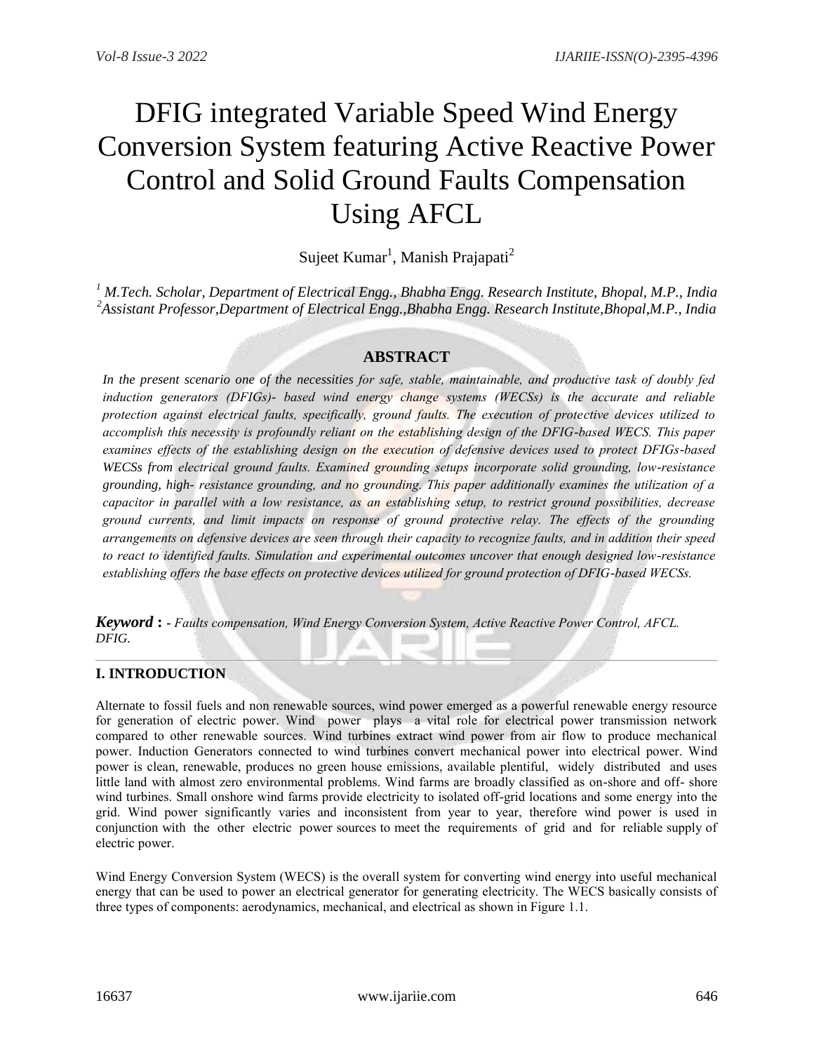# DFIG integrated Variable Speed Wind Energy Conversion System featuring Active Reactive Power Control and Solid Ground Faults Compensation Using AFCL

Sujeet Kumar[1], Manish Prajapati[2]

[1] *M.Tech. Scholar, Department of Electrical Engg., Bhabha Engg. Research Institute, Bhopal, M.P., India*
[2] *Assistant Professor, Department of Electrical Engg., Bhabha Engg. Research Institute, Bhopal, M.P., India*

## ABSTRACT

*In the present scenario one of the necessities for safe, stable, maintainable, and productive task of doubly fed induction generators (DFIGs)- based wind energy change systems (WECSs) is the accurate and reliable protection against electrical faults, specifically, ground faults. The execution of protective devices utilized to accomplish this necessity is profoundly reliant on the establishing design of the DFIG-based WECS. This paper examines effects of the establishing design on the execution of defensive devices used to protect DFIGs-based WECSs from electrical ground faults. Examined grounding setups incorporate solid grounding, low-resistance grounding, high- resistance grounding, and no grounding. This paper additionally examines the utilization of a capacitor in parallel with a low resistance, as an establishing setup, to restrict ground possibilities, decrease ground currents, and limit impacts on response of ground protective relay. The effects of the grounding arrangements on defensive devices are seen through their capacity to recognize faults, and in addition their speed to react to identified faults. Simulation and experimental outcomes uncover that enough designed low-resistance establishing offers the base effects on protective devices utilized for ground protection of DFIG-based WECSs.*

***Keyword*** **:** *- Faults compensation, Wind Energy Conversion System, Active Reactive Power Control, AFCL. DFIG.*

## I. INTRODUCTION

Alternate to fossil fuels and non renewable sources, wind power emerged as a powerful renewable energy resource for generation of electric power. Wind power plays a vital role for electrical power transmission network compared to other renewable sources. Wind turbines extract wind power from air flow to produce mechanical power. Induction Generators connected to wind turbines convert mechanical power into electrical power. Wind power is clean, renewable, produces no green house emissions, available plentiful, widely distributed and uses little land with almost zero environmental problems. Wind farms are broadly classified as on-shore and off- shore wind turbines. Small onshore wind farms provide electricity to isolated off-grid locations and some energy into the grid. Wind power significantly varies and inconsistent from year to year, therefore wind power is used in conjunction with the other electric power sources to meet the requirements of grid and for reliable supply of electric power.

Wind Energy Conversion System (WECS) is the overall system for converting wind energy into useful mechanical energy that can be used to power an electrical generator for generating electricity. The WECS basically consists of three types of components: aerodynamics, mechanical, and electrical as shown in Figure 1.1.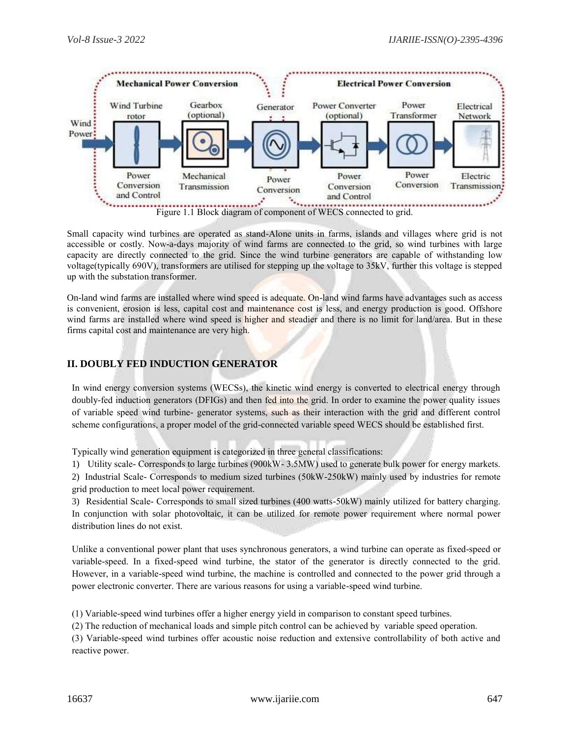Figure 1.1 Block diagram of component of WECS connected to grid.

Small capacity wind turbines are operated as stand-Alone units in farms, islands and villages where grid is not accessible or costly. Now-a-days majority of wind farms are connected to the grid, so wind turbines with large capacity are directly connected to the grid. Since the wind turbine generators are capable of withstanding low voltage(typically 690V), transformers are utilised for stepping up the voltage to 35kV, further this voltage is stepped up with the substation transformer.

On-land wind farms are installed where wind speed is adequate. On-land wind farms have advantages such as access is convenient, erosion is less, capital cost and maintenance cost is less, and energy production is good. Offshore wind farms are installed where wind speed is higher and steadier and there is no limit for land/area. But in these firms capital cost and maintenance are very high.

## II. DOUBLY FED INDUCTION GENERATOR

In wind energy conversion systems (WECSs), the kinetic wind energy is converted to electrical energy through doubly-fed induction generators (DFIGs) and then fed into the grid. In order to examine the power quality issues of variable speed wind turbine- generator systems, such as their interaction with the grid and different control scheme configurations, a proper model of the grid-connected variable speed WECS should be established first.

Typically wind generation equipment is categorized in three general classifications:

1) Utility scale- Corresponds to large turbines (900kW- 3.5MW) used to generate bulk power for energy markets.

2) Industrial Scale- Corresponds to medium sized turbines (50kW-250kW) mainly used by industries for remote grid production to meet local power requirement.

3) Residential Scale- Corresponds to small sized turbines (400 watts-50kW) mainly utilized for battery charging. In conjunction with solar photovoltaic, it can be utilized for remote power requirement where normal power distribution lines do not exist.

Unlike a conventional power plant that uses synchronous generators, a wind turbine can operate as fixed-speed or variable-speed. In a fixed-speed wind turbine, the stator of the generator is directly connected to the grid. However, in a variable-speed wind turbine, the machine is controlled and connected to the power grid through a power electronic converter. There are various reasons for using a variable-speed wind turbine.

(1) Variable-speed wind turbines offer a higher energy yield in comparison to constant speed turbines.

(2) The reduction of mechanical loads and simple pitch control can be achieved by variable speed operation.

(3) Variable-speed wind turbines offer acoustic noise reduction and extensive controllability of both active and reactive power.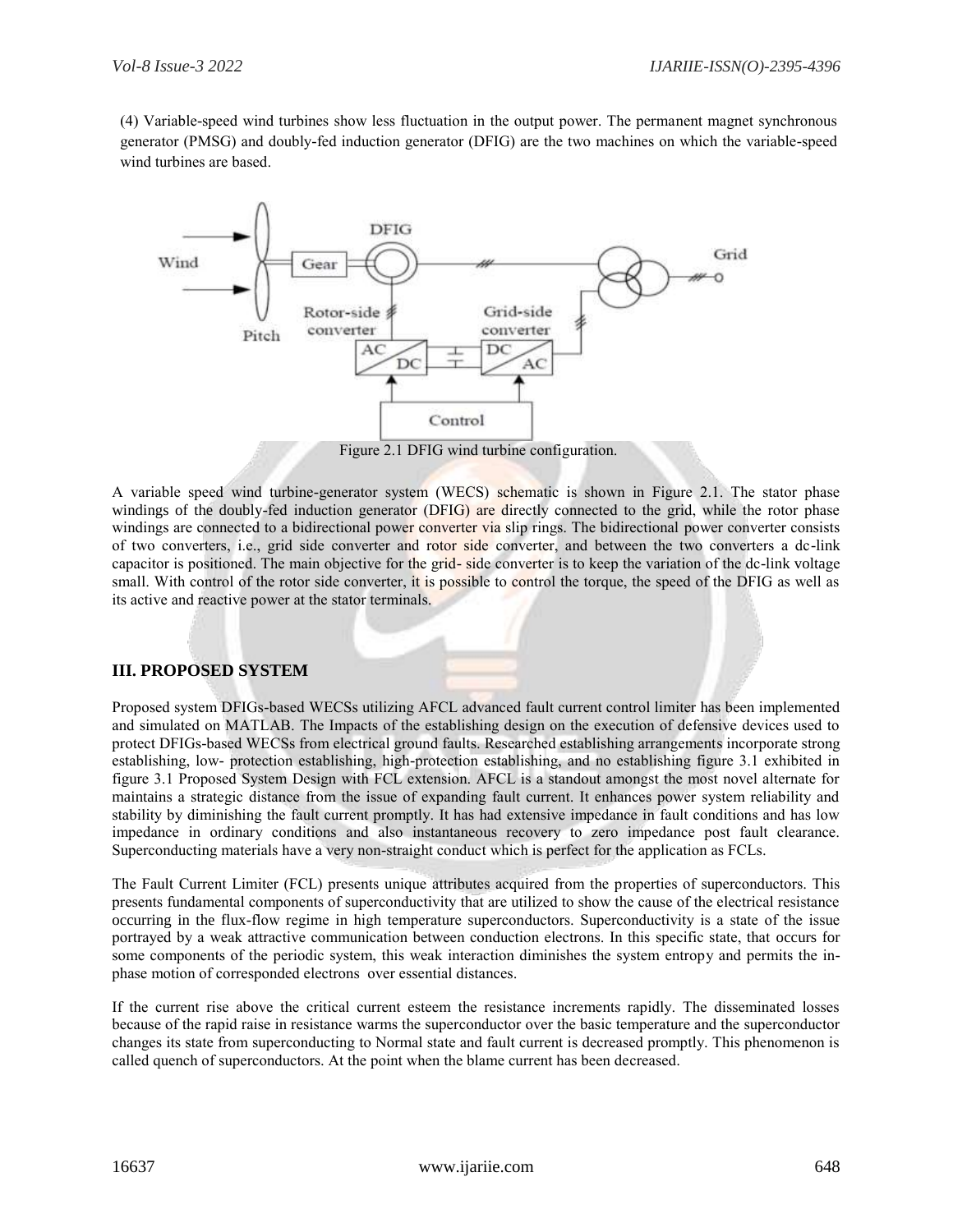(4) Variable-speed wind turbines show less fluctuation in the output power. The permanent magnet synchronous generator (PMSG) and doubly-fed induction generator (DFIG) are the two machines on which the variable-speed wind turbines are based.

Figure 2.1 DFIG wind turbine configuration.

A variable speed wind turbine-generator system (WECS) schematic is shown in Figure 2.1. The stator phase windings of the doubly-fed induction generator (DFIG) are directly connected to the grid, while the rotor phase windings are connected to a bidirectional power converter via slip rings. The bidirectional power converter consists of two converters, i.e., grid side converter and rotor side converter, and between the two converters a dc-link capacitor is positioned. The main objective for the grid- side converter is to keep the variation of the dc-link voltage small. With control of the rotor side converter, it is possible to control the torque, the speed of the DFIG as well as its active and reactive power at the stator terminals.

## III. PROPOSED SYSTEM

Proposed system DFIGs-based WECSs utilizing AFCL advanced fault current control limiter has been implemented and simulated on MATLAB. The Impacts of the establishing design on the execution of defensive devices used to protect DFIGs-based WECSs from electrical ground faults. Researched establishing arrangements incorporate strong establishing, low- protection establishing, high-protection establishing, and no establishing figure 3.1 exhibited in figure 3.1 Proposed System Design with FCL extension. AFCL is a standout amongst the most novel alternate for maintains a strategic distance from the issue of expanding fault current. It enhances power system reliability and stability by diminishing the fault current promptly. It has had extensive impedance in fault conditions and has low impedance in ordinary conditions and also instantaneous recovery to zero impedance post fault clearance. Superconducting materials have a very non-straight conduct which is perfect for the application as FCLs.

The Fault Current Limiter (FCL) presents unique attributes acquired from the properties of superconductors. This presents fundamental components of superconductivity that are utilized to show the cause of the electrical resistance occurring in the flux-flow regime in high temperature superconductors. Superconductivity is a state of the issue portrayed by a weak attractive communication between conduction electrons. In this specific state, that occurs for some components of the periodic system, this weak interaction diminishes the system entropy and permits the in-phase motion of corresponded electrons over essential distances.

If the current rise above the critical current esteem the resistance increments rapidly. The disseminated losses because of the rapid raise in resistance warms the superconductor over the basic temperature and the superconductor changes its state from superconducting to Normal state and fault current is decreased promptly. This phenomenon is called quench of superconductors. At the point when the blame current has been decreased.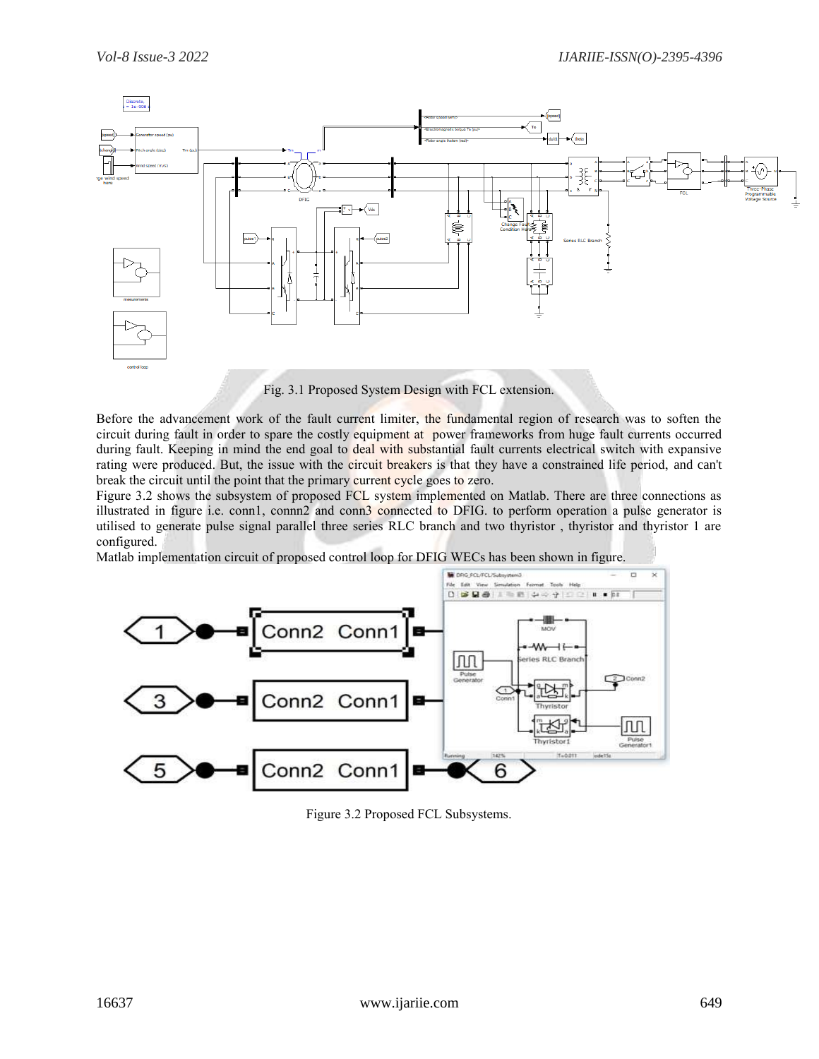Fig. 3.1 Proposed System Design with FCL extension.

Before the advancement work of the fault current limiter, the fundamental region of research was to soften the circuit during fault in order to spare the costly equipment at power frameworks from huge fault currents occurred during fault. Keeping in mind the end goal to deal with substantial fault currents electrical switch with expansive rating were produced. But, the issue with the circuit breakers is that they have a constrained life period, and can't break the circuit until the point that the primary current cycle goes to zero.

Figure 3.2 shows the subsystem of proposed FCL system implemented on Matlab. There are three connections as illustrated in figure i.e. conn1, connn2 and conn3 connected to DFIG. to perform operation a pulse generator is utilised to generate pulse signal parallel three series RLC branch and two thyristor , thyristor and thyristor 1 are configured.

Matlab implementation circuit of proposed control loop for DFIG WECs has been shown in figure.

Figure 3.2 Proposed FCL Subsystems.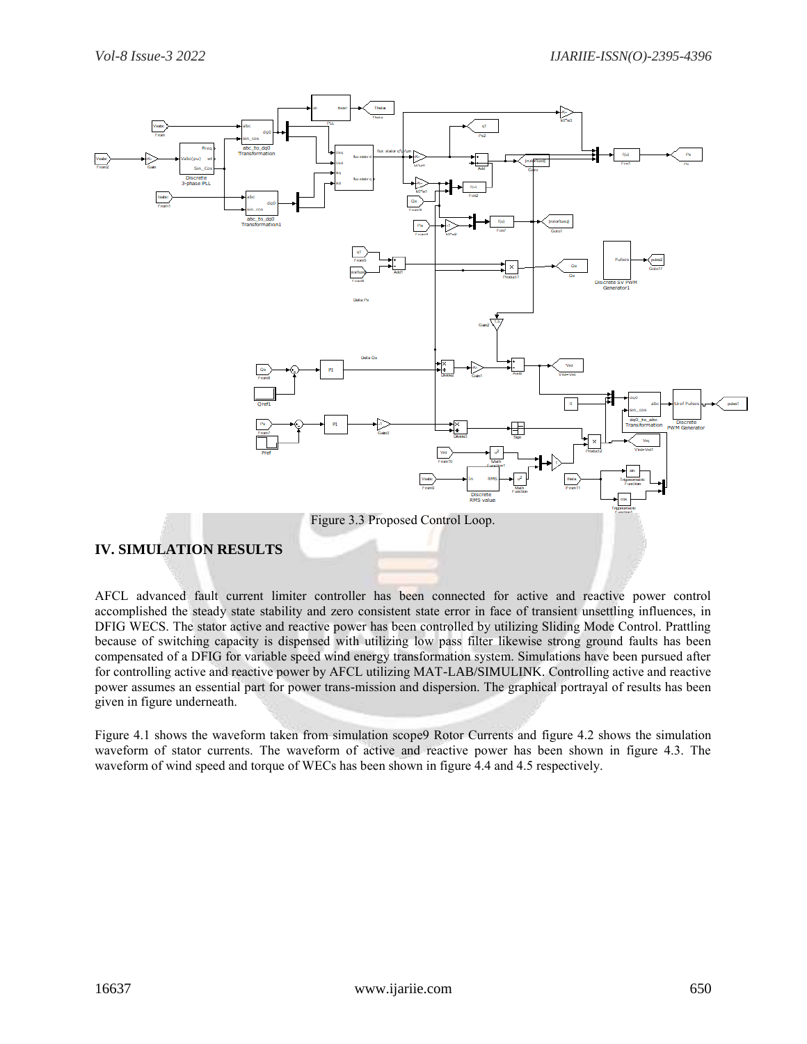Figure 3.3 Proposed Control Loop.

## IV. SIMULATION RESULTS

AFCL advanced fault current limiter controller has been connected for active and reactive power control accomplished the steady state stability and zero consistent state error in face of transient unsettling influences, in DFIG WECS. The stator active and reactive power has been controlled by utilizing Sliding Mode Control. Prattling because of switching capacity is dispensed with utilizing low pass filter likewise strong ground faults has been compensated of a DFIG for variable speed wind energy transformation system. Simulations have been pursued after for controlling active and reactive power by AFCL utilizing MAT-LAB/SIMULINK. Controlling active and reactive power assumes an essential part for power trans-mission and dispersion. The graphical portrayal of results has been given in figure underneath.

Figure 4.1 shows the waveform taken from simulation scope9 Rotor Currents and figure 4.2 shows the simulation waveform of stator currents. The waveform of active and reactive power has been shown in figure 4.3. The waveform of wind speed and torque of WECs has been shown in figure 4.4 and 4.5 respectively.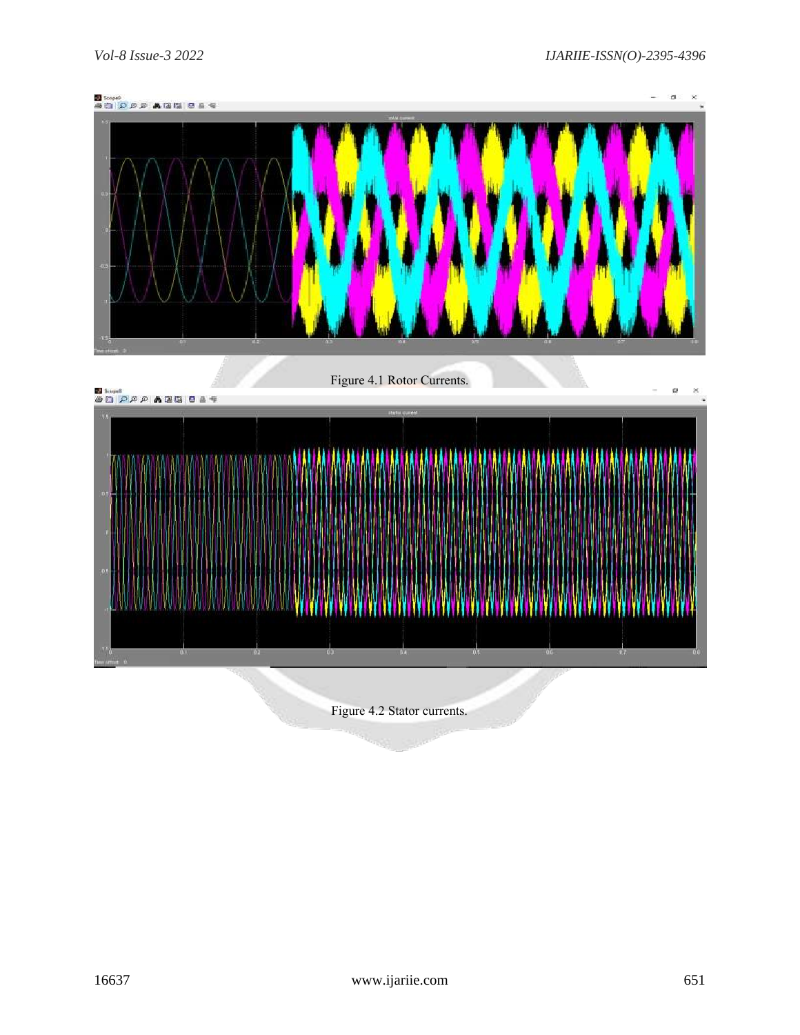Figure 4.1 Rotor Currents.

Figure 4.2 Stator currents.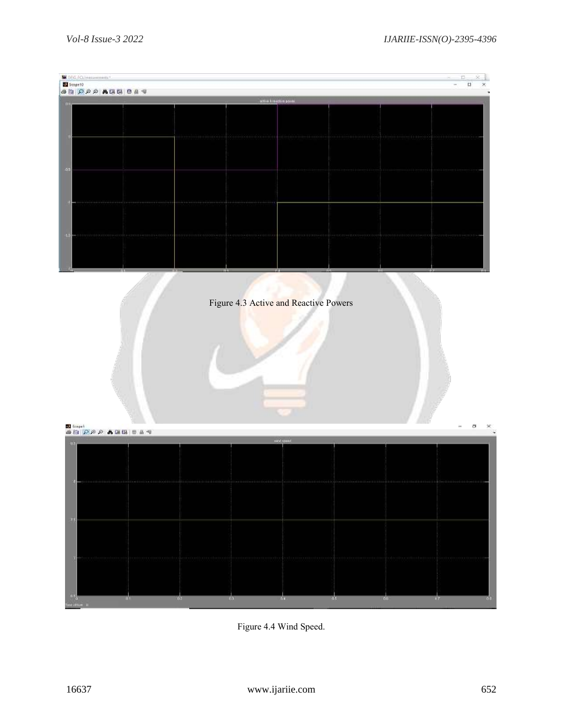Figure 4.3 Active and Reactive Powers

Figure 4.4 Wind Speed.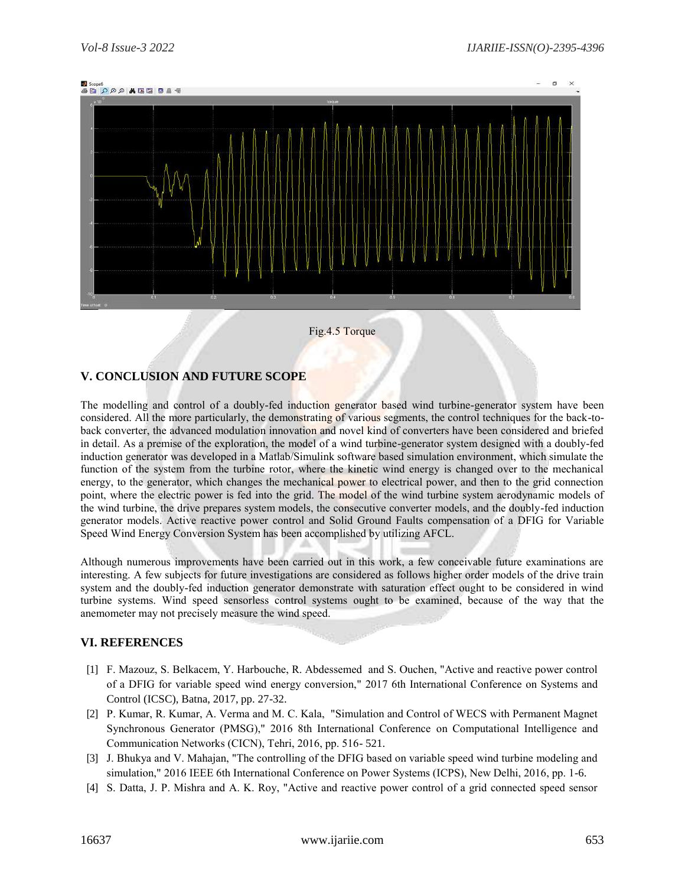Fig.4.5 Torque

## V. CONCLUSION AND FUTURE SCOPE

The modelling and control of a doubly-fed induction generator based wind turbine-generator system have been considered. All the more particularly, the demonstrating of various segments, the control techniques for the back-to-back converter, the advanced modulation innovation and novel kind of converters have been considered and briefed in detail. As a premise of the exploration, the model of a wind turbine-generator system designed with a doubly-fed induction generator was developed in a Matlab/Simulink software based simulation environment, which simulate the function of the system from the turbine rotor, where the kinetic wind energy is changed over to the mechanical energy, to the generator, which changes the mechanical power to electrical power, and then to the grid connection point, where the electric power is fed into the grid. The model of the wind turbine system aerodynamic models of the wind turbine, the drive prepares system models, the consecutive converter models, and the doubly-fed induction generator models. Active reactive power control and Solid Ground Faults compensation of a DFIG for Variable Speed Wind Energy Conversion System has been accomplished by utilizing AFCL.

Although numerous improvements have been carried out in this work, a few conceivable future examinations are interesting. A few subjects for future investigations are considered as follows higher order models of the drive train system and the doubly-fed induction generator demonstrate with saturation effect ought to be considered in wind turbine systems. Wind speed sensorless control systems ought to be examined, because of the way that the anemometer may not precisely measure the wind speed.

## VI. REFERENCES

[1] F. Mazouz, S. Belkacem, Y. Harbouche, R. Abdessemed and S. Ouchen, "Active and reactive power control of a DFIG for variable speed wind energy conversion," 2017 6th International Conference on Systems and Control (ICSC), Batna, 2017, pp. 27-32.

[2] P. Kumar, R. Kumar, A. Verma and M. C. Kala, "Simulation and Control of WECS with Permanent Magnet Synchronous Generator (PMSG)," 2016 8th International Conference on Computational Intelligence and Communication Networks (CICN), Tehri, 2016, pp. 516- 521.

[3] J. Bhukya and V. Mahajan, "The controlling of the DFIG based on variable speed wind turbine modeling and simulation," 2016 IEEE 6th International Conference on Power Systems (ICPS), New Delhi, 2016, pp. 1-6.

[4] S. Datta, J. P. Mishra and A. K. Roy, "Active and reactive power control of a grid connected speed sensor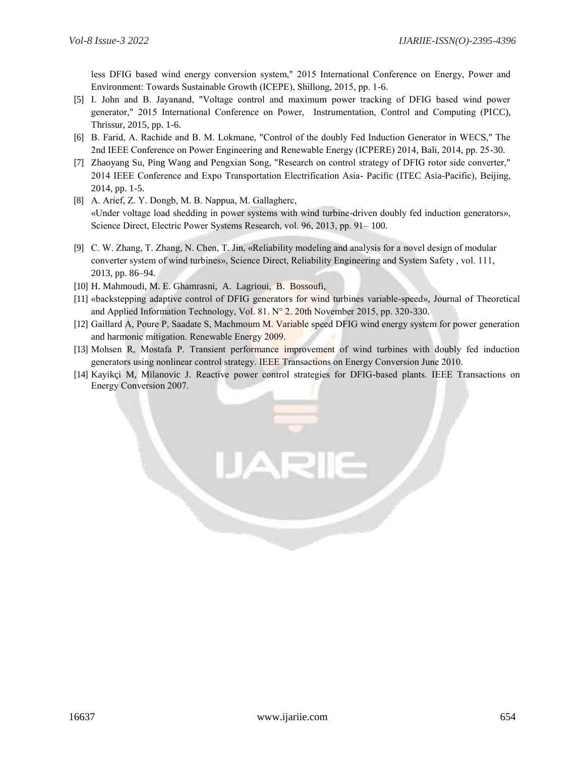less DFIG based wind energy conversion system," 2015 International Conference on Energy, Power and Environment: Towards Sustainable Growth (ICEPE), Shillong, 2015, pp. 1-6.

[5] I. John and B. Jayanand, "Voltage control and maximum power tracking of DFIG based wind power generator," 2015 International Conference on Power, Instrumentation, Control and Computing (PICC), Thrissur, 2015, pp. 1-6.

[6] B. Farid, A. Rachide and B. M. Lokmane, "Control of the doubly Fed Induction Generator in WECS," The 2nd IEEE Conference on Power Engineering and Renewable Energy (ICPERE) 2014, Bali, 2014, pp. 25-30.

[7] Zhaoyang Su, Ping Wang and Pengxian Song, "Research on control strategy of DFIG rotor side converter," 2014 IEEE Conference and Expo Transportation Electrification Asia- Pacific (ITEC Asia-Pacific), Beijing, 2014, pp. 1-5.

[8] A. Arief, Z. Y. Dongb, M. B. Nappua, M. Gallagherc, «Under voltage load shedding in power systems with wind turbine-driven doubly fed induction generators», Science Direct, Electric Power Systems Research, vol. 96, 2013, pp. 91– 100.

[9] C. W. Zhang, T. Zhang, N. Chen, T. Jin, «Reliability modeling and analysis for a novel design of modular converter system of wind turbines», Science Direct, Reliability Engineering and System Safety , vol. 111, 2013, pp. 86–94.

[10] H. Mahmoudi, M. E. Ghamrasni, A. Lagrioui, B. Bossoufi,

[11] «backstepping adaptive control of DFIG generators for wind turbines variable-speed», Journal of Theoretical and Applied Information Technology, Vol. 81. N° 2. 20th November 2015, pp. 320-330.

[12] Gaillard A, Poure P, Saadate S, Machmoum M. Variable speed DFIG wind energy system for power generation and harmonic mitigation. Renewable Energy 2009.

[13] Mohsen R, Mostafa P. Transient performance improvement of wind turbines with doubly fed induction generators using nonlinear control strategy. IEEE Transactions on Energy Conversion June 2010.

[14] Kayikçi M, Milanovic J. Reactive power control strategies for DFIG-based plants. IEEE Transactions on Energy Conversion 2007.